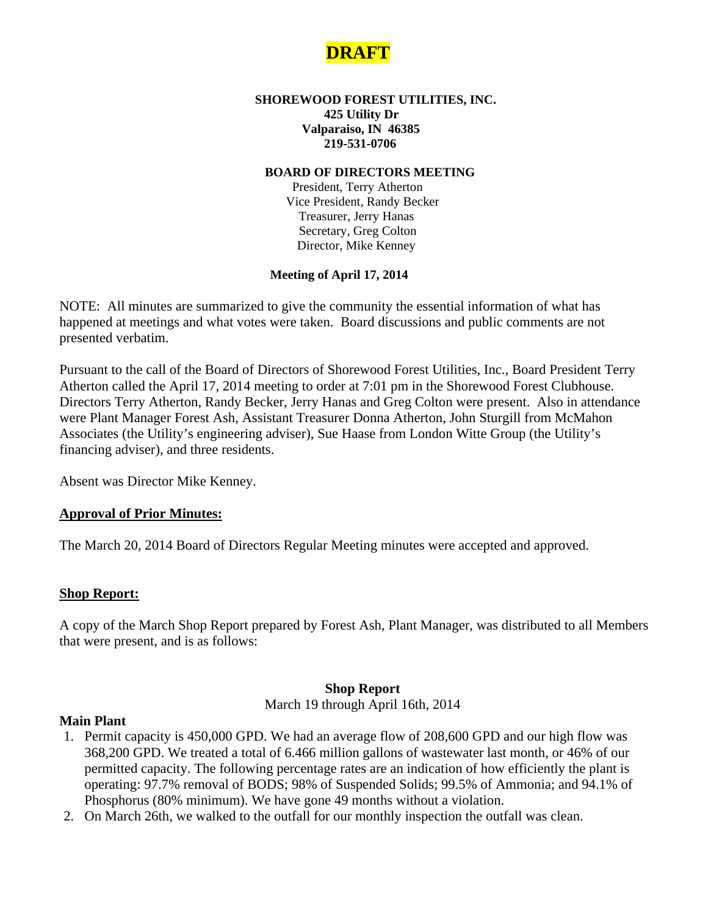**DRAFT**

**SHOREWOOD FOREST UTILITIES, INC.**
**425 Utility Dr**
**Valparaiso, IN 46385**
**219-531-0706**

**BOARD OF DIRECTORS MEETING**

President, Terry Atherton
Vice President, Randy Becker
Treasurer, Jerry Hanas
Secretary, Greg Colton
Director, Mike Kenney

**Meeting of April 17, 2014**

NOTE: All minutes are summarized to give the community the essential information of what has happened at meetings and what votes were taken. Board discussions and public comments are not presented verbatim.

Pursuant to the call of the Board of Directors of Shorewood Forest Utilities, Inc., Board President Terry Atherton called the April 17, 2014 meeting to order at 7:01 pm in the Shorewood Forest Clubhouse. Directors Terry Atherton, Randy Becker, Jerry Hanas and Greg Colton were present. Also in attendance were Plant Manager Forest Ash, Assistant Treasurer Donna Atherton, John Sturgill from McMahon Associates (the Utility's engineering adviser), Sue Haase from London Witte Group (the Utility's financing adviser), and three residents.

Absent was Director Mike Kenney.

## Approval of Prior Minutes:

The March 20, 2014 Board of Directors Regular Meeting minutes were accepted and approved.

## Shop Report:

A copy of the March Shop Report prepared by Forest Ash, Plant Manager, was distributed to all Members that were present, and is as follows:

### Shop Report

March 19 through April 16th, 2014

**Main Plant**

1. Permit capacity is 450,000 GPD. We had an average flow of 208,600 GPD and our high flow was 368,200 GPD. We treated a total of 6.466 million gallons of wastewater last month, or 46% of our permitted capacity. The following percentage rates are an indication of how efficiently the plant is operating: 97.7% removal of BODS; 98% of Suspended Solids; 99.5% of Ammonia; and 94.1% of Phosphorus (80% minimum). We have gone 49 months without a violation.
2. On March 26th, we walked to the outfall for our monthly inspection the outfall was clean.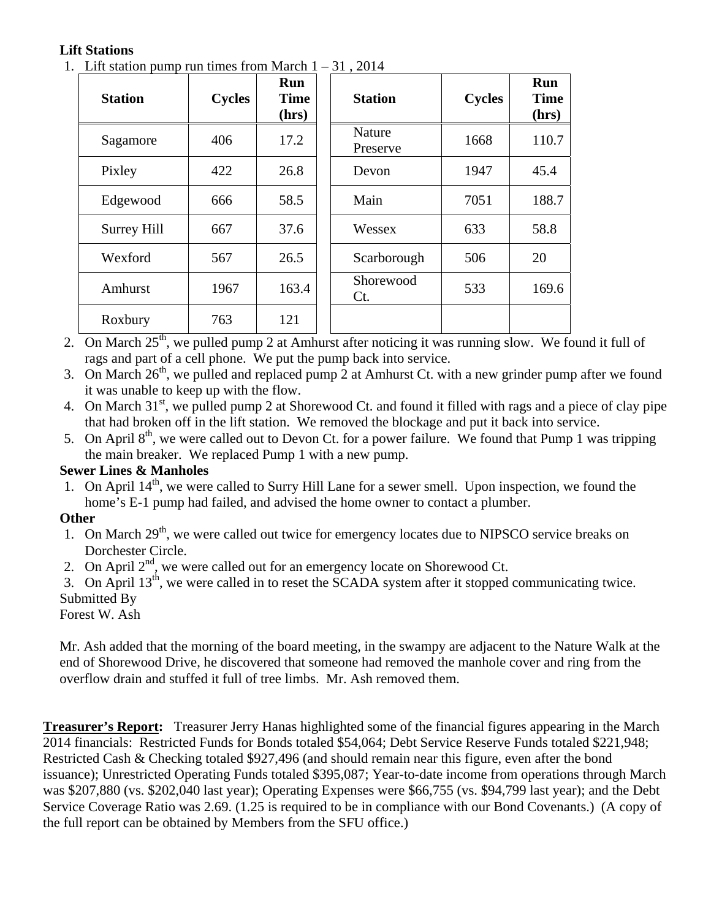**Lift Stations**

1. Lift station pump run times from March 1 – 31 , 2014

| Station | Cycles | Run Time (hrs) | Station | Cycles | Run Time (hrs) |
|---|---|---|---|---|---|
| Sagamore | 406 | 17.2 | Nature Preserve | 1668 | 110.7 |
| Pixley | 422 | 26.8 | Devon | 1947 | 45.4 |
| Edgewood | 666 | 58.5 | Main | 7051 | 188.7 |
| Surrey Hill | 667 | 37.6 | Wessex | 633 | 58.8 |
| Wexford | 567 | 26.5 | Scarborough | 506 | 20 |
| Amhurst | 1967 | 163.4 | Shorewood Ct. | 533 | 169.6 |
| Roxbury | 763 | 121 | | | |

2. On March 25th, we pulled pump 2 at Amhurst after noticing it was running slow. We found it full of rags and part of a cell phone. We put the pump back into service.
3. On March 26th, we pulled and replaced pump 2 at Amhurst Ct. with a new grinder pump after we found it was unable to keep up with the flow.
4. On March 31st, we pulled pump 2 at Shorewood Ct. and found it filled with rags and a piece of clay pipe that had broken off in the lift station. We removed the blockage and put it back into service.
5. On April 8th, we were called out to Devon Ct. for a power failure. We found that Pump 1 was tripping the main breaker. We replaced Pump 1 with a new pump.

**Sewer Lines & Manholes**

1. On April 14th, we were called to Surry Hill Lane for a sewer smell. Upon inspection, we found the home's E-1 pump had failed, and advised the home owner to contact a plumber.

**Other**

1. On March 29th, we were called out twice for emergency locates due to NIPSCO service breaks on Dorchester Circle.
2. On April 2nd, we were called out for an emergency locate on Shorewood Ct.
3. On April 13th, we were called in to reset the SCADA system after it stopped communicating twice.

Submitted By
Forest W. Ash

Mr. Ash added that the morning of the board meeting, in the swampy are adjacent to the Nature Walk at the end of Shorewood Drive, he discovered that someone had removed the manhole cover and ring from the overflow drain and stuffed it full of tree limbs. Mr. Ash removed them.

**Treasurer's Report:** Treasurer Jerry Hanas highlighted some of the financial figures appearing in the March 2014 financials: Restricted Funds for Bonds totaled $54,064; Debt Service Reserve Funds totaled $221,948; Restricted Cash & Checking totaled $927,496 (and should remain near this figure, even after the bond issuance); Unrestricted Operating Funds totaled $395,087; Year-to-date income from operations through March was $207,880 (vs. $202,040 last year); Operating Expenses were $66,755 (vs. $94,799 last year); and the Debt Service Coverage Ratio was 2.69. (1.25 is required to be in compliance with our Bond Covenants.) (A copy of the full report can be obtained by Members from the SFU office.)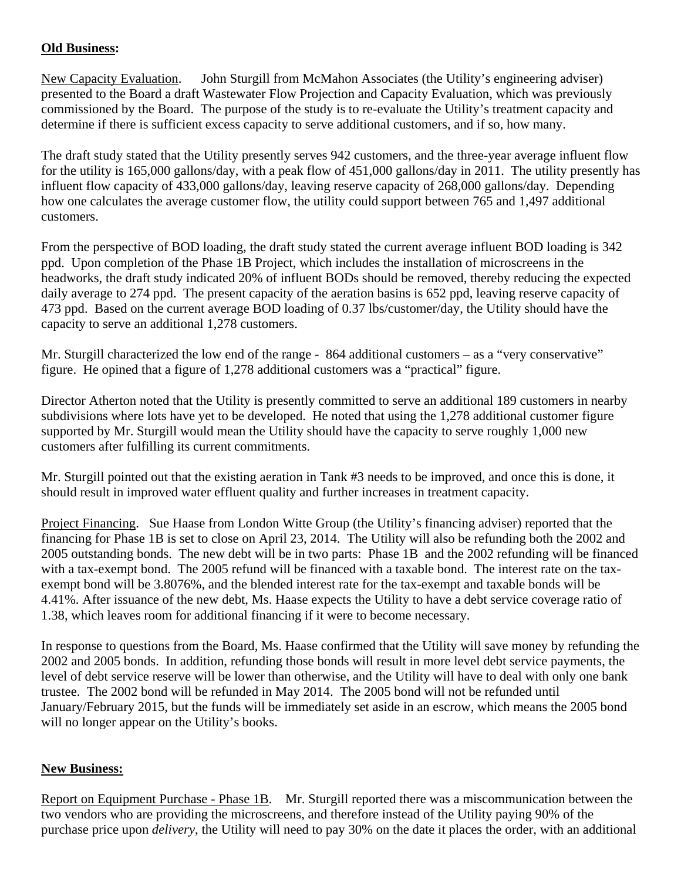**Old Business:**

New Capacity Evaluation. John Sturgill from McMahon Associates (the Utility's engineering adviser) presented to the Board a draft Wastewater Flow Projection and Capacity Evaluation, which was previously commissioned by the Board. The purpose of the study is to re-evaluate the Utility's treatment capacity and determine if there is sufficient excess capacity to serve additional customers, and if so, how many.

The draft study stated that the Utility presently serves 942 customers, and the three-year average influent flow for the utility is 165,000 gallons/day, with a peak flow of 451,000 gallons/day in 2011. The utility presently has influent flow capacity of 433,000 gallons/day, leaving reserve capacity of 268,000 gallons/day. Depending how one calculates the average customer flow, the utility could support between 765 and 1,497 additional customers.

From the perspective of BOD loading, the draft study stated the current average influent BOD loading is 342 ppd. Upon completion of the Phase 1B Project, which includes the installation of microscreens in the headworks, the draft study indicated 20% of influent BODs should be removed, thereby reducing the expected daily average to 274 ppd. The present capacity of the aeration basins is 652 ppd, leaving reserve capacity of 473 ppd. Based on the current average BOD loading of 0.37 lbs/customer/day, the Utility should have the capacity to serve an additional 1,278 customers.

Mr. Sturgill characterized the low end of the range - 864 additional customers – as a "very conservative" figure. He opined that a figure of 1,278 additional customers was a "practical" figure.

Director Atherton noted that the Utility is presently committed to serve an additional 189 customers in nearby subdivisions where lots have yet to be developed. He noted that using the 1,278 additional customer figure supported by Mr. Sturgill would mean the Utility should have the capacity to serve roughly 1,000 new customers after fulfilling its current commitments.

Mr. Sturgill pointed out that the existing aeration in Tank #3 needs to be improved, and once this is done, it should result in improved water effluent quality and further increases in treatment capacity.

Project Financing. Sue Haase from London Witte Group (the Utility's financing adviser) reported that the financing for Phase 1B is set to close on April 23, 2014. The Utility will also be refunding both the 2002 and 2005 outstanding bonds. The new debt will be in two parts: Phase 1B and the 2002 refunding will be financed with a tax-exempt bond. The 2005 refund will be financed with a taxable bond. The interest rate on the tax-exempt bond will be 3.8076%, and the blended interest rate for the tax-exempt and taxable bonds will be 4.41%. After issuance of the new debt, Ms. Haase expects the Utility to have a debt service coverage ratio of 1.38, which leaves room for additional financing if it were to become necessary.

In response to questions from the Board, Ms. Haase confirmed that the Utility will save money by refunding the 2002 and 2005 bonds. In addition, refunding those bonds will result in more level debt service payments, the level of debt service reserve will be lower than otherwise, and the Utility will have to deal with only one bank trustee. The 2002 bond will be refunded in May 2014. The 2005 bond will not be refunded until January/February 2015, but the funds will be immediately set aside in an escrow, which means the 2005 bond will no longer appear on the Utility's books.

**New Business:**

Report on Equipment Purchase - Phase 1B. Mr. Sturgill reported there was a miscommunication between the two vendors who are providing the microscreens, and therefore instead of the Utility paying 90% of the purchase price upon *delivery*, the Utility will need to pay 30% on the date it places the order, with an additional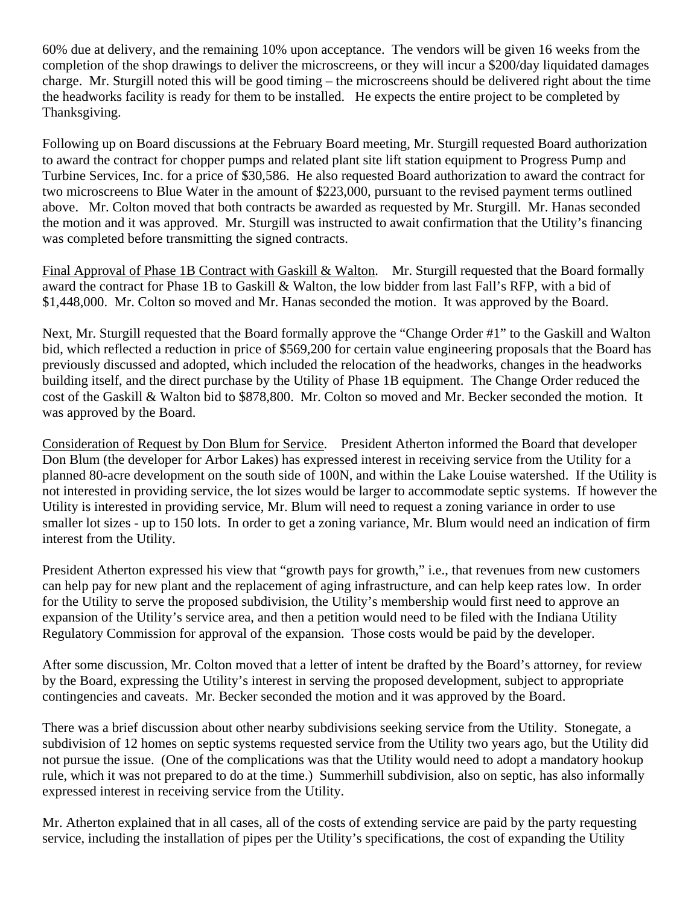60% due at delivery, and the remaining 10% upon acceptance. The vendors will be given 16 weeks from the completion of the shop drawings to deliver the microscreens, or they will incur a $200/day liquidated damages charge. Mr. Sturgill noted this will be good timing – the microscreens should be delivered right about the time the headworks facility is ready for them to be installed. He expects the entire project to be completed by Thanksgiving.

Following up on Board discussions at the February Board meeting, Mr. Sturgill requested Board authorization to award the contract for chopper pumps and related plant site lift station equipment to Progress Pump and Turbine Services, Inc. for a price of $30,586. He also requested Board authorization to award the contract for two microscreens to Blue Water in the amount of $223,000, pursuant to the revised payment terms outlined above. Mr. Colton moved that both contracts be awarded as requested by Mr. Sturgill. Mr. Hanas seconded the motion and it was approved. Mr. Sturgill was instructed to await confirmation that the Utility's financing was completed before transmitting the signed contracts.

Final Approval of Phase 1B Contract with Gaskill & Walton. Mr. Sturgill requested that the Board formally award the contract for Phase 1B to Gaskill & Walton, the low bidder from last Fall's RFP, with a bid of $1,448,000. Mr. Colton so moved and Mr. Hanas seconded the motion. It was approved by the Board.

Next, Mr. Sturgill requested that the Board formally approve the "Change Order #1" to the Gaskill and Walton bid, which reflected a reduction in price of $569,200 for certain value engineering proposals that the Board has previously discussed and adopted, which included the relocation of the headworks, changes in the headworks building itself, and the direct purchase by the Utility of Phase 1B equipment. The Change Order reduced the cost of the Gaskill & Walton bid to $878,800. Mr. Colton so moved and Mr. Becker seconded the motion. It was approved by the Board.

Consideration of Request by Don Blum for Service. President Atherton informed the Board that developer Don Blum (the developer for Arbor Lakes) has expressed interest in receiving service from the Utility for a planned 80-acre development on the south side of 100N, and within the Lake Louise watershed. If the Utility is not interested in providing service, the lot sizes would be larger to accommodate septic systems. If however the Utility is interested in providing service, Mr. Blum will need to request a zoning variance in order to use smaller lot sizes - up to 150 lots. In order to get a zoning variance, Mr. Blum would need an indication of firm interest from the Utility.

President Atherton expressed his view that "growth pays for growth," i.e., that revenues from new customers can help pay for new plant and the replacement of aging infrastructure, and can help keep rates low. In order for the Utility to serve the proposed subdivision, the Utility's membership would first need to approve an expansion of the Utility's service area, and then a petition would need to be filed with the Indiana Utility Regulatory Commission for approval of the expansion. Those costs would be paid by the developer.

After some discussion, Mr. Colton moved that a letter of intent be drafted by the Board's attorney, for review by the Board, expressing the Utility's interest in serving the proposed development, subject to appropriate contingencies and caveats. Mr. Becker seconded the motion and it was approved by the Board.

There was a brief discussion about other nearby subdivisions seeking service from the Utility. Stonegate, a subdivision of 12 homes on septic systems requested service from the Utility two years ago, but the Utility did not pursue the issue. (One of the complications was that the Utility would need to adopt a mandatory hookup rule, which it was not prepared to do at the time.) Summerhill subdivision, also on septic, has also informally expressed interest in receiving service from the Utility.

Mr. Atherton explained that in all cases, all of the costs of extending service are paid by the party requesting service, including the installation of pipes per the Utility's specifications, the cost of expanding the Utility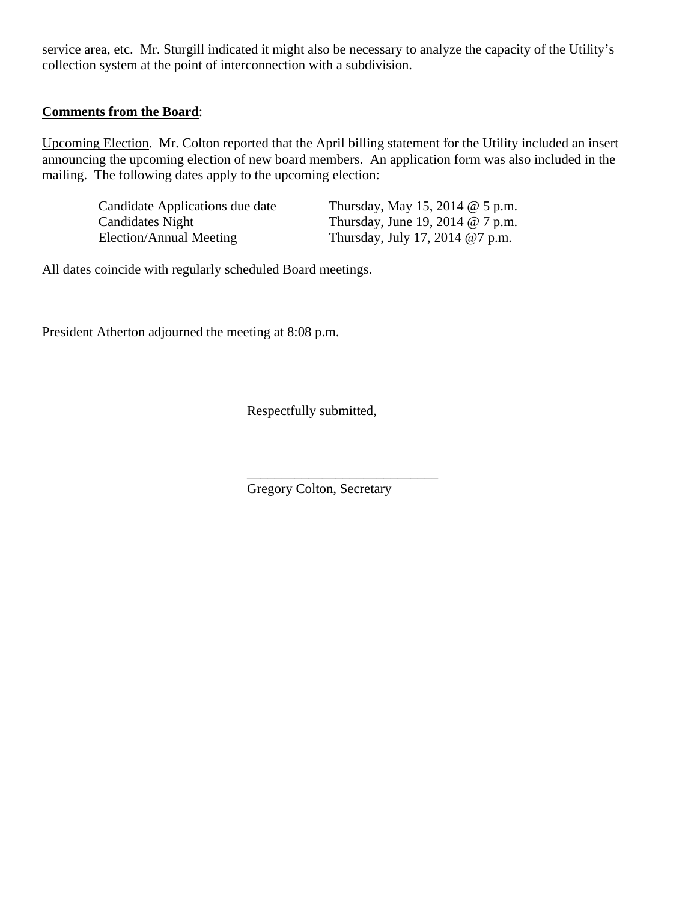service area, etc.  Mr. Sturgill indicated it might also be necessary to analyze the capacity of the Utility's collection system at the point of interconnection with a subdivision.

**Comments from the Board**:

Upcoming Election.  Mr. Colton reported that the April billing statement for the Utility included an insert announcing the upcoming election of new board members.  An application form was also included in the mailing.  The following dates apply to the upcoming election:

| | |
|---|---|
| Candidate Applications due date | Thursday, May 15, 2014 @ 5 p.m. |
| Candidates Night | Thursday, June 19, 2014 @ 7 p.m. |
| Election/Annual Meeting | Thursday, July 17, 2014 @7 p.m. |

All dates coincide with regularly scheduled Board meetings.

President Atherton adjourned the meeting at 8:08 p.m.

Respectfully submitted,

____________________________
Gregory Colton, Secretary